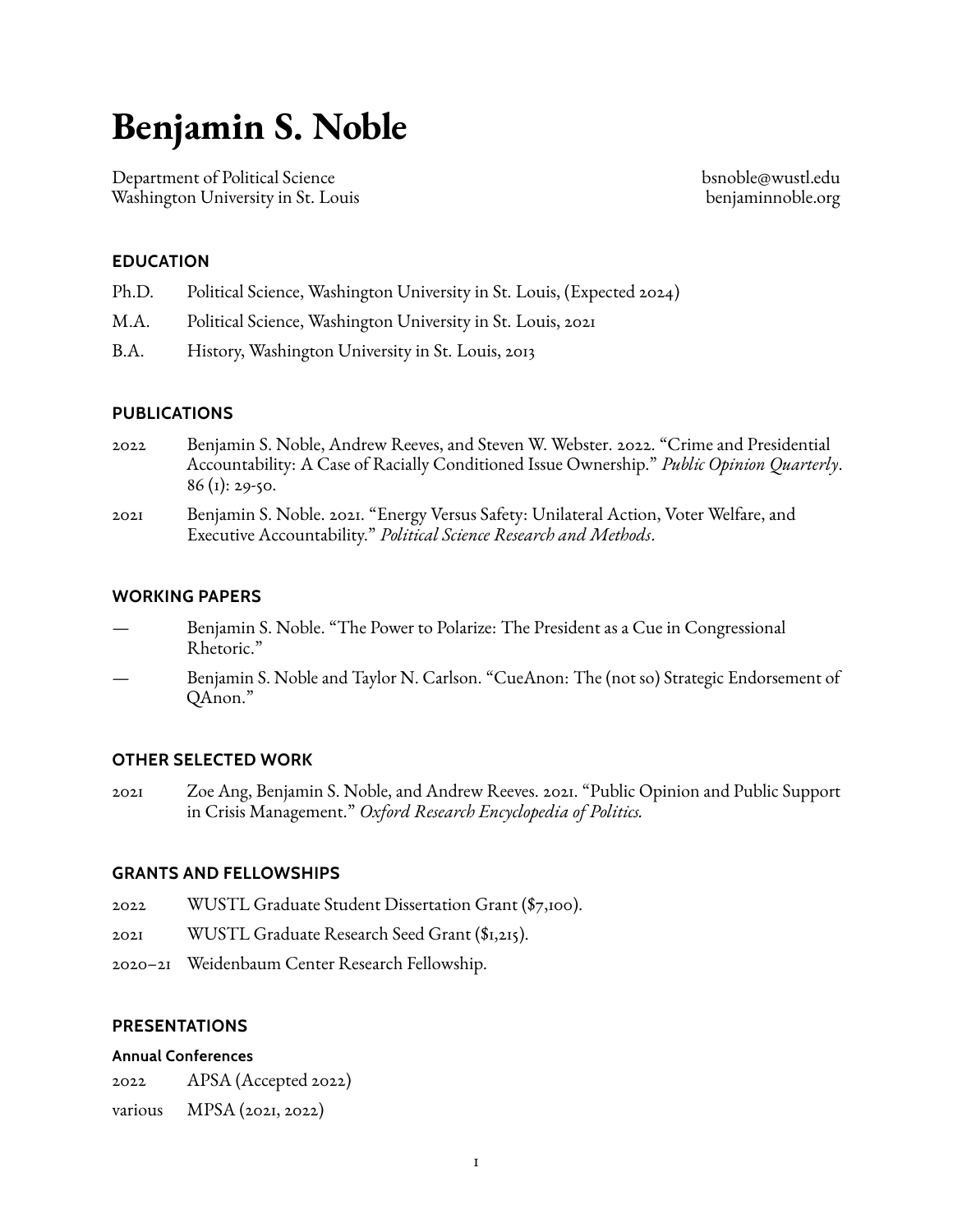# Benjamin S. Noble

Department of Political Science
Washington University in St. Louis

bsnoble@wustl.edu
benjaminnoble.org

## EDUCATION

Ph.D. Political Science, Washington University in St. Louis, (Expected 2024)

M.A. Political Science, Washington University in St. Louis, 2021

B.A. History, Washington University in St. Louis, 2013

## PUBLICATIONS

2022 Benjamin S. Noble, Andrew Reeves, and Steven W. Webster. 2022. "Crime and Presidential Accountability: A Case of Racially Conditioned Issue Ownership." *Public Opinion Quarterly*. 86 (1): 29-50.

2021 Benjamin S. Noble. 2021. "Energy Versus Safety: Unilateral Action, Voter Welfare, and Executive Accountability." *Political Science Research and Methods*.

## WORKING PAPERS

— Benjamin S. Noble. "The Power to Polarize: The President as a Cue in Congressional Rhetoric."

— Benjamin S. Noble and Taylor N. Carlson. "CueAnon: The (not so) Strategic Endorsement of QAnon."

## OTHER SELECTED WORK

2021 Zoe Ang, Benjamin S. Noble, and Andrew Reeves. 2021. "Public Opinion and Public Support in Crisis Management." *Oxford Research Encyclopedia of Politics.*

## GRANTS AND FELLOWSHIPS

2022 WUSTL Graduate Student Dissertation Grant ($7,100).

2021 WUSTL Graduate Research Seed Grant ($1,215).

2020–21 Weidenbaum Center Research Fellowship.

## PRESENTATIONS

### Annual Conferences

2022 APSA (Accepted 2022)

various MPSA (2021, 2022)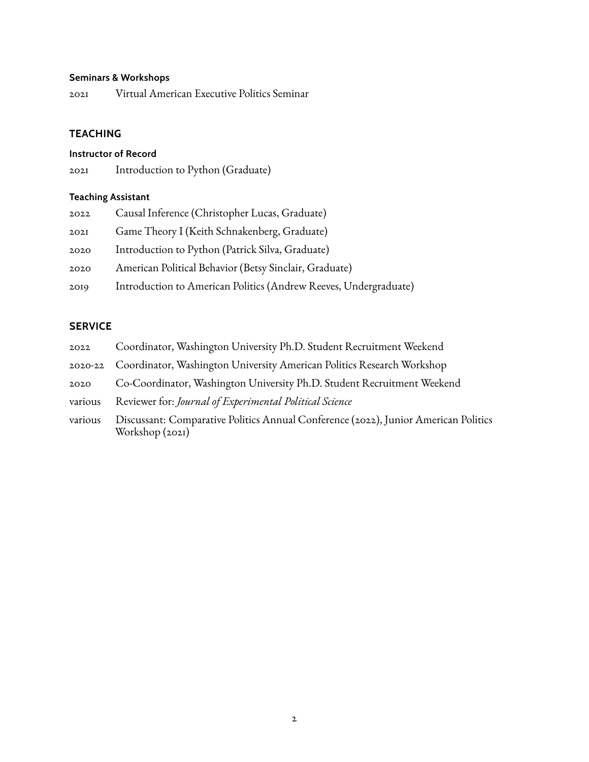#### Seminars & Workshops

2021 Virtual American Executive Politics Seminar

## TEACHING

#### Instructor of Record

2021 Introduction to Python (Graduate)

#### Teaching Assistant

2022 Causal Inference (Christopher Lucas, Graduate)

2021 Game Theory I (Keith Schnakenberg, Graduate)

2020 Introduction to Python (Patrick Silva, Graduate)

2020 American Political Behavior (Betsy Sinclair, Graduate)

2019 Introduction to American Politics (Andrew Reeves, Undergraduate)

## SERVICE

2022 Coordinator, Washington University Ph.D. Student Recruitment Weekend

2020-22 Coordinator, Washington University American Politics Research Workshop

2020 Co-Coordinator, Washington University Ph.D. Student Recruitment Weekend

various Reviewer for: *Journal of Experimental Political Science*

various Discussant: Comparative Politics Annual Conference (2022), Junior American Politics Workshop (2021)